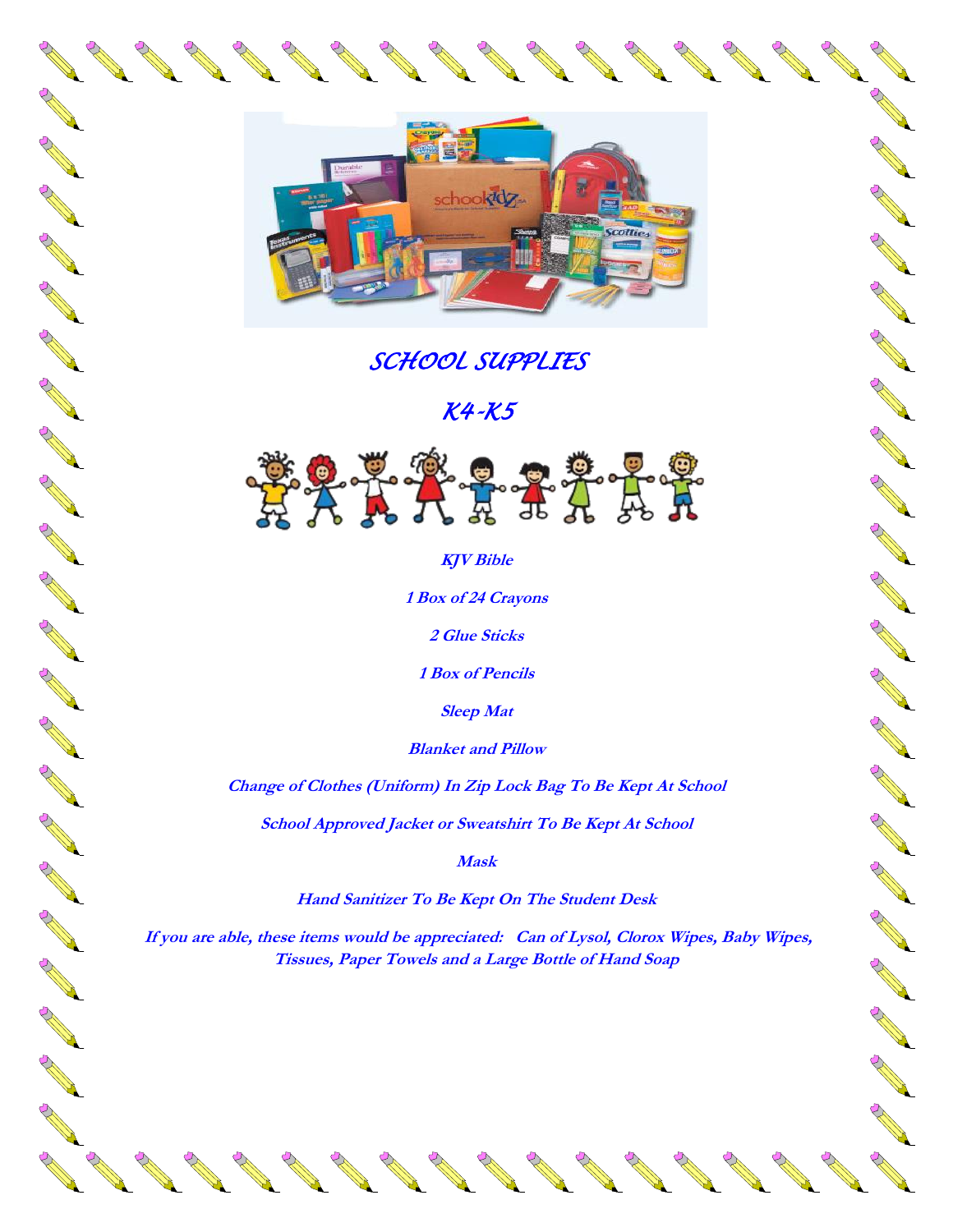# SCHOOL SUPPLIES

## K4-K5

***KJV Bible***

***1 Box of 24 Crayons***

***2 Glue Sticks***

***1 Box of Pencils***

***Sleep Mat***

***Blanket and Pillow***

***Change of Clothes (Uniform) In Zip Lock Bag To Be Kept At School***

***School Approved Jacket or Sweatshirt To Be Kept At School***

***Mask***

***Hand Sanitizer To Be Kept On The Student Desk***

***If you are able, these items would be appreciated: Can of Lysol, Clorox Wipes, Baby Wipes, Tissues, Paper Towels and a Large Bottle of Hand Soap***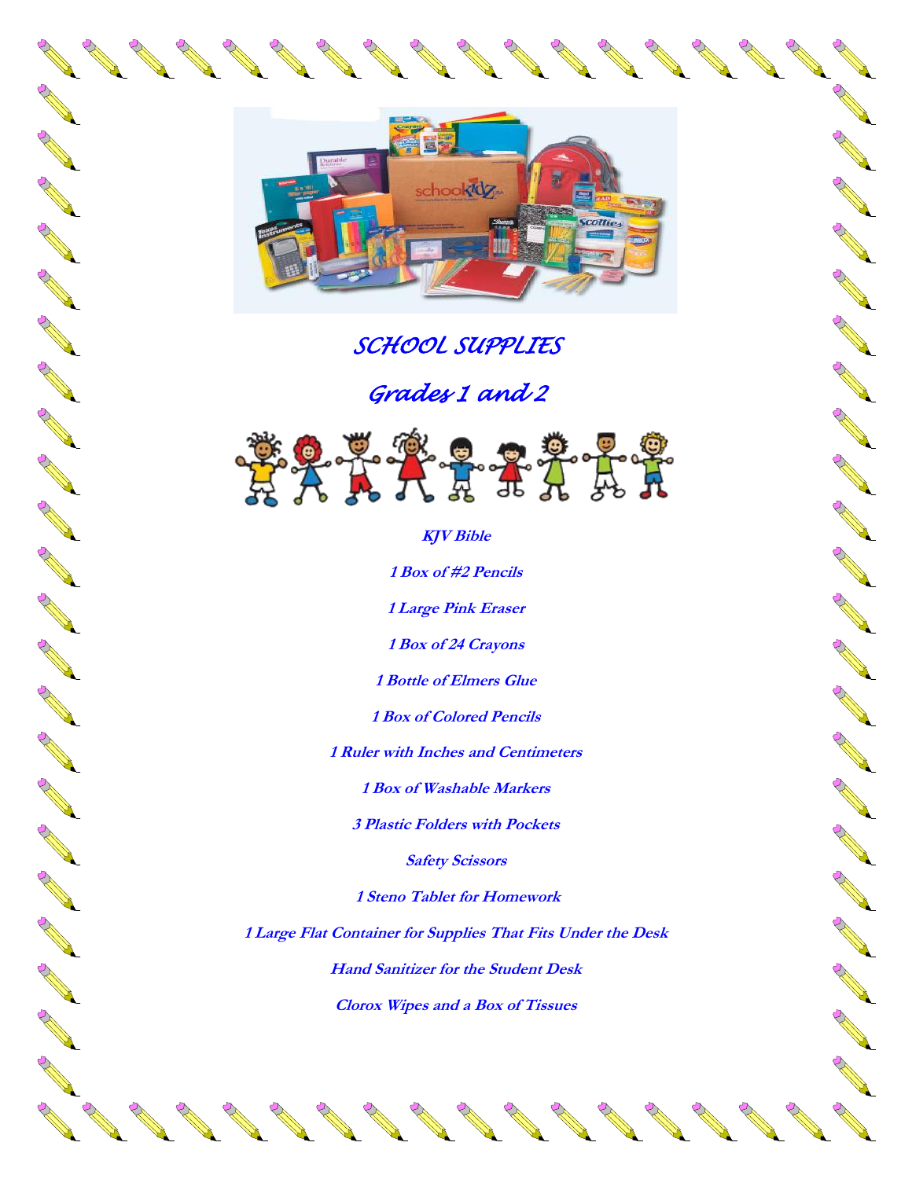# SCHOOL SUPPLIES

## Grades 1 and 2

***KJV Bible***

***1 Box of #2 Pencils***

***1 Large Pink Eraser***

***1 Box of 24 Crayons***

***1 Bottle of Elmers Glue***

***1 Box of Colored Pencils***

***1 Ruler with Inches and Centimeters***

***1 Box of Washable Markers***

***3 Plastic Folders with Pockets***

***Safety Scissors***

***1 Steno Tablet for Homework***

***1 Large Flat Container for Supplies That Fits Under the Desk***

***Hand Sanitizer for the Student Desk***

***Clorox Wipes and a Box of Tissues***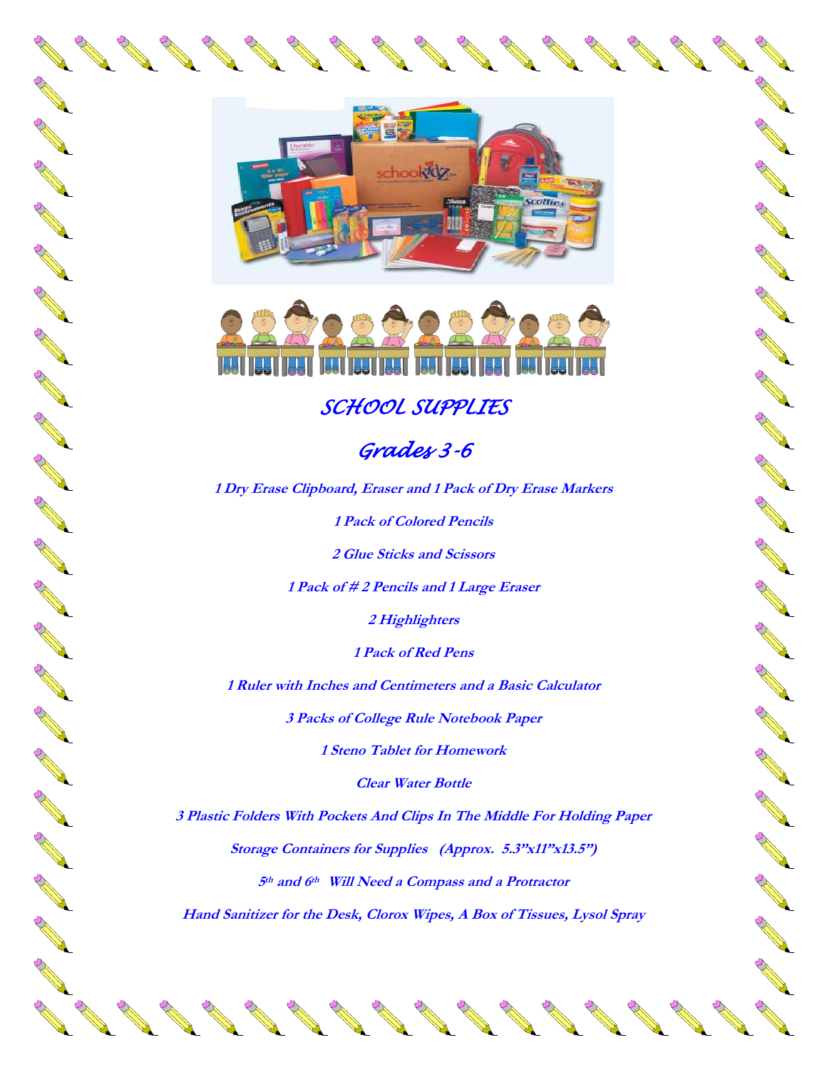# *SCHOOL SUPPLIES*

## *Grades 3-6*

***1 Dry Erase Clipboard, Eraser and 1 Pack of Dry Erase Markers***

***1 Pack of Colored Pencils***

***2 Glue Sticks and Scissors***

***1 Pack of # 2 Pencils and 1 Large Eraser***

***2 Highlighters***

***1 Pack of Red Pens***

***1 Ruler with Inches and Centimeters and a Basic Calculator***

***3 Packs of College Rule Notebook Paper***

***1 Steno Tablet for Homework***

***Clear Water Bottle***

***3 Plastic Folders With Pockets And Clips In The Middle For Holding Paper***

***Storage Containers for Supplies (Approx. 5.3"x11"x13.5")***

***5th and 6th Will Need a Compass and a Protractor***

***Hand Sanitizer for the Desk, Clorox Wipes, A Box of Tissues, Lysol Spray***